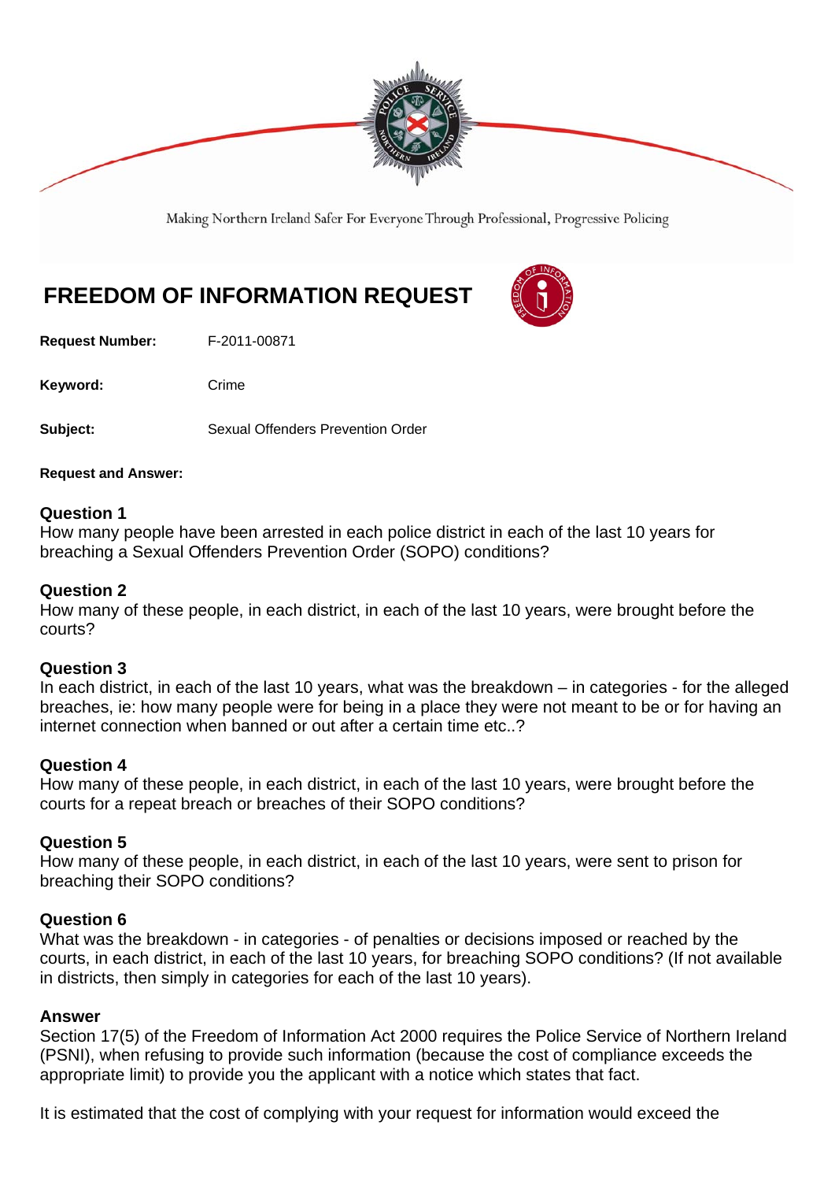Making Northern Ireland Safer For Everyone Through Professional, Progressive Policing

# FREEDOM OF INFORMATION REQUEST

**Request Number:** F-2011-00871

**Keyword:** Crime

**Subject:** Sexual Offenders Prevention Order

**Request and Answer:**

### Question 1
How many people have been arrested in each police district in each of the last 10 years for breaching a Sexual Offenders Prevention Order (SOPO) conditions?

### Question 2
How many of these people, in each district, in each of the last 10 years, were brought before the courts?

### Question 3
In each district, in each of the last 10 years, what was the breakdown – in categories - for the alleged breaches, ie: how many people were for being in a place they were not meant to be or for having an internet connection when banned or out after a certain time etc..?

### Question 4
How many of these people, in each district, in each of the last 10 years, were brought before the courts for a repeat breach or breaches of their SOPO conditions?

### Question 5
How many of these people, in each district, in each of the last 10 years, were sent to prison for breaching their SOPO conditions?

### Question 6
What was the breakdown - in categories - of penalties or decisions imposed or reached by the courts, in each district, in each of the last 10 years, for breaching SOPO conditions? (If not available in districts, then simply in categories for each of the last 10 years).

### Answer
Section 17(5) of the Freedom of Information Act 2000 requires the Police Service of Northern Ireland (PSNI), when refusing to provide such information (because the cost of compliance exceeds the appropriate limit) to provide you the applicant with a notice which states that fact.

It is estimated that the cost of complying with your request for information would exceed the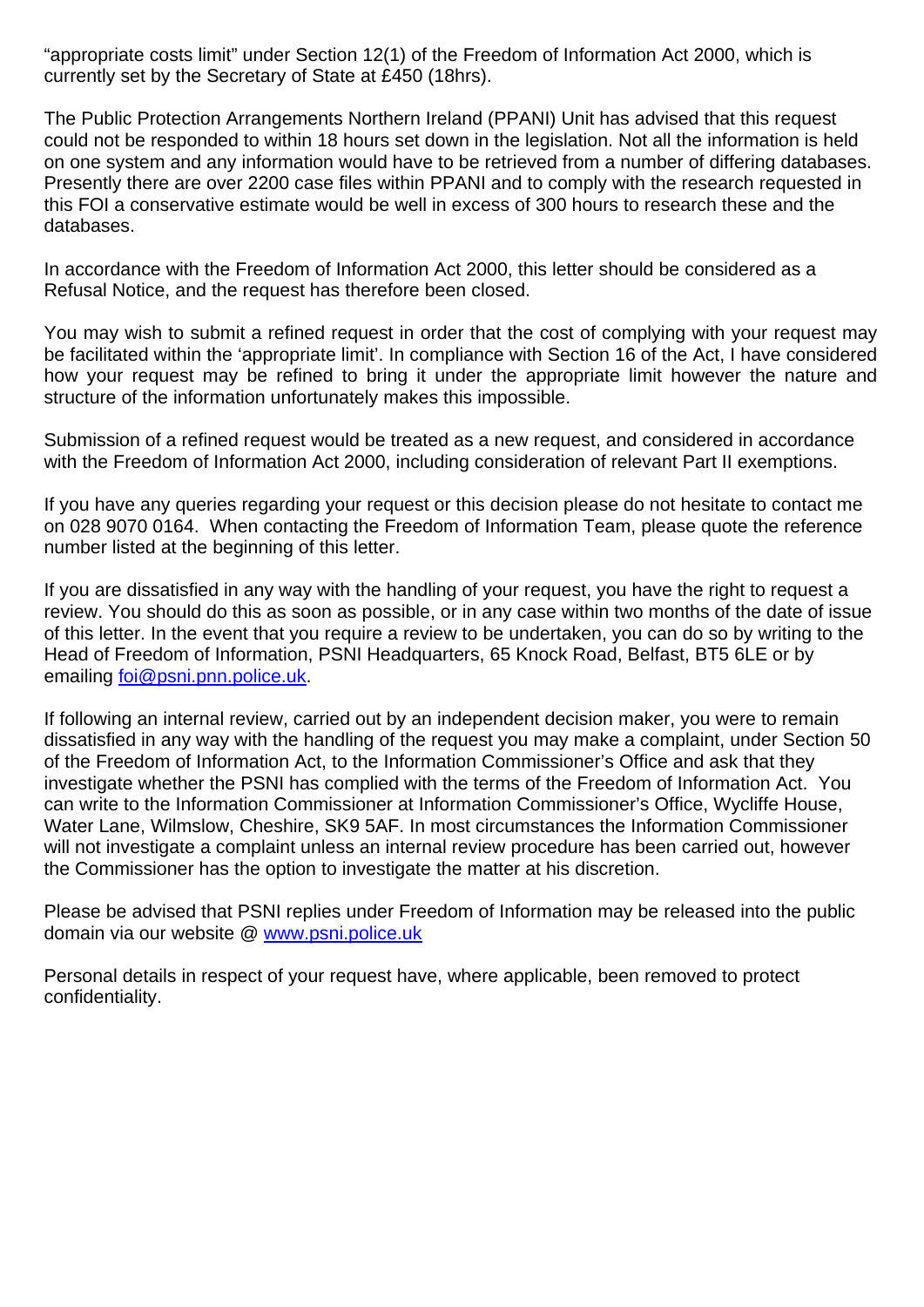“appropriate costs limit” under Section 12(1) of the Freedom of Information Act 2000, which is currently set by the Secretary of State at £450 (18hrs).

The Public Protection Arrangements Northern Ireland (PPANI) Unit has advised that this request could not be responded to within 18 hours set down in the legislation. Not all the information is held on one system and any information would have to be retrieved from a number of differing databases. Presently there are over 2200 case files within PPANI and to comply with the research requested in this FOI a conservative estimate would be well in excess of 300 hours to research these and the databases.

In accordance with the Freedom of Information Act 2000, this letter should be considered as a Refusal Notice, and the request has therefore been closed.

You may wish to submit a refined request in order that the cost of complying with your request may be facilitated within the ‘appropriate limit’. In compliance with Section 16 of the Act, I have considered how your request may be refined to bring it under the appropriate limit however the nature and structure of the information unfortunately makes this impossible.

Submission of a refined request would be treated as a new request, and considered in accordance with the Freedom of Information Act 2000, including consideration of relevant Part II exemptions.

If you have any queries regarding your request or this decision please do not hesitate to contact me on 028 9070 0164. When contacting the Freedom of Information Team, please quote the reference number listed at the beginning of this letter.

If you are dissatisfied in any way with the handling of your request, you have the right to request a review. You should do this as soon as possible, or in any case within two months of the date of issue of this letter. In the event that you require a review to be undertaken, you can do so by writing to the Head of Freedom of Information, PSNI Headquarters, 65 Knock Road, Belfast, BT5 6LE or by emailing [foi@psni.pnn.police.uk](mailto:foi@psni.pnn.police.uk).

If following an internal review, carried out by an independent decision maker, you were to remain dissatisfied in any way with the handling of the request you may make a complaint, under Section 50 of the Freedom of Information Act, to the Information Commissioner’s Office and ask that they investigate whether the PSNI has complied with the terms of the Freedom of Information Act. You can write to the Information Commissioner at Information Commissioner’s Office, Wycliffe House, Water Lane, Wilmslow, Cheshire, SK9 5AF. In most circumstances the Information Commissioner will not investigate a complaint unless an internal review procedure has been carried out, however the Commissioner has the option to investigate the matter at his discretion.

Please be advised that PSNI replies under Freedom of Information may be released into the public domain via our website @ [www.psni.police.uk](http://www.psni.police.uk)

Personal details in respect of your request have, where applicable, been removed to protect confidentiality.